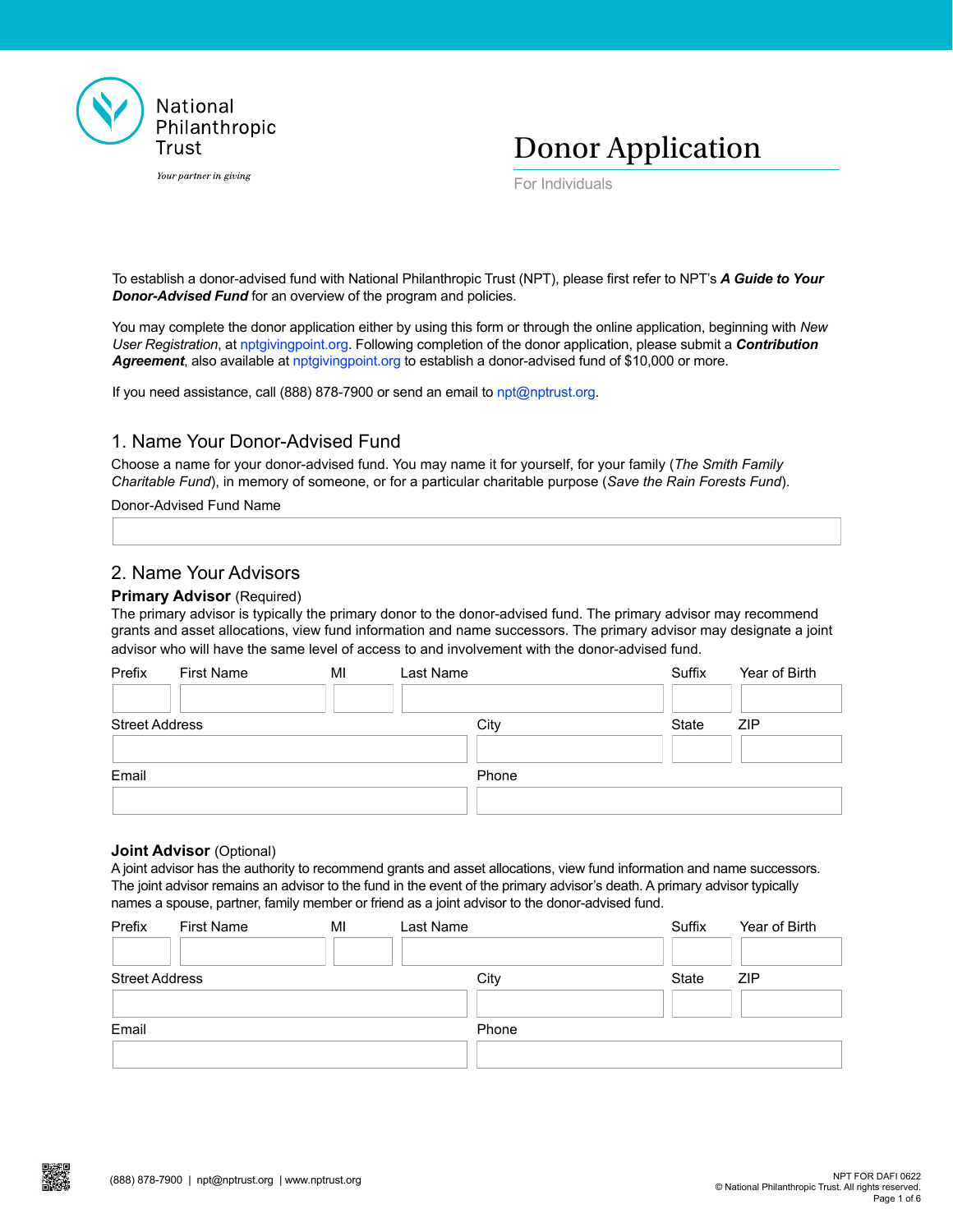National Philanthropic Trust

*Your partner in giving*

# Donor Application

For Individuals

To establish a donor-advised fund with National Philanthropic Trust (NPT), please first refer to NPT's ***A Guide to Your Donor-Advised Fund*** for an overview of the program and policies.

You may complete the donor application either by using this form or through the online application, beginning with *New User Registration*, at nptgivingpoint.org. Following completion of the donor application, please submit a ***Contribution Agreement***, also available at nptgivingpoint.org to establish a donor-advised fund of $10,000 or more.

If you need assistance, call (888) 878-7900 or send an email to npt@nptrust.org.

## 1. Name Your Donor-Advised Fund

Choose a name for your donor-advised fund. You may name it for yourself, for your family (*The Smith Family Charitable Fund*), in memory of someone, or for a particular charitable purpose (*Save the Rain Forests Fund*).

Donor-Advised Fund Name

| |
|---|
| |

## 2. Name Your Advisors

**Primary Advisor** (Required)

The primary advisor is typically the primary donor to the donor-advised fund. The primary advisor may recommend grants and asset allocations, view fund information and name successors. The primary advisor may designate a joint advisor who will have the same level of access to and involvement with the donor-advised fund.

| Prefix | First Name | MI | Last Name | Suffix | Year of Birth |
|---|---|---|---|---|---|
| | | | | | |

| Street Address | City | State | ZIP |
|---|---|---|---|
| | | | |

| Email | Phone |
|---|---|
| | |

**Joint Advisor** (Optional)

A joint advisor has the authority to recommend grants and asset allocations, view fund information and name successors. The joint advisor remains an advisor to the fund in the event of the primary advisor's death. A primary advisor typically names a spouse, partner, family member or friend as a joint advisor to the donor-advised fund.

| Prefix | First Name | MI | Last Name | Suffix | Year of Birth |
|---|---|---|---|---|---|
| | | | | | |

| Street Address | City | State | ZIP |
|---|---|---|---|
| | | | |

| Email | Phone |
|---|---|
| | |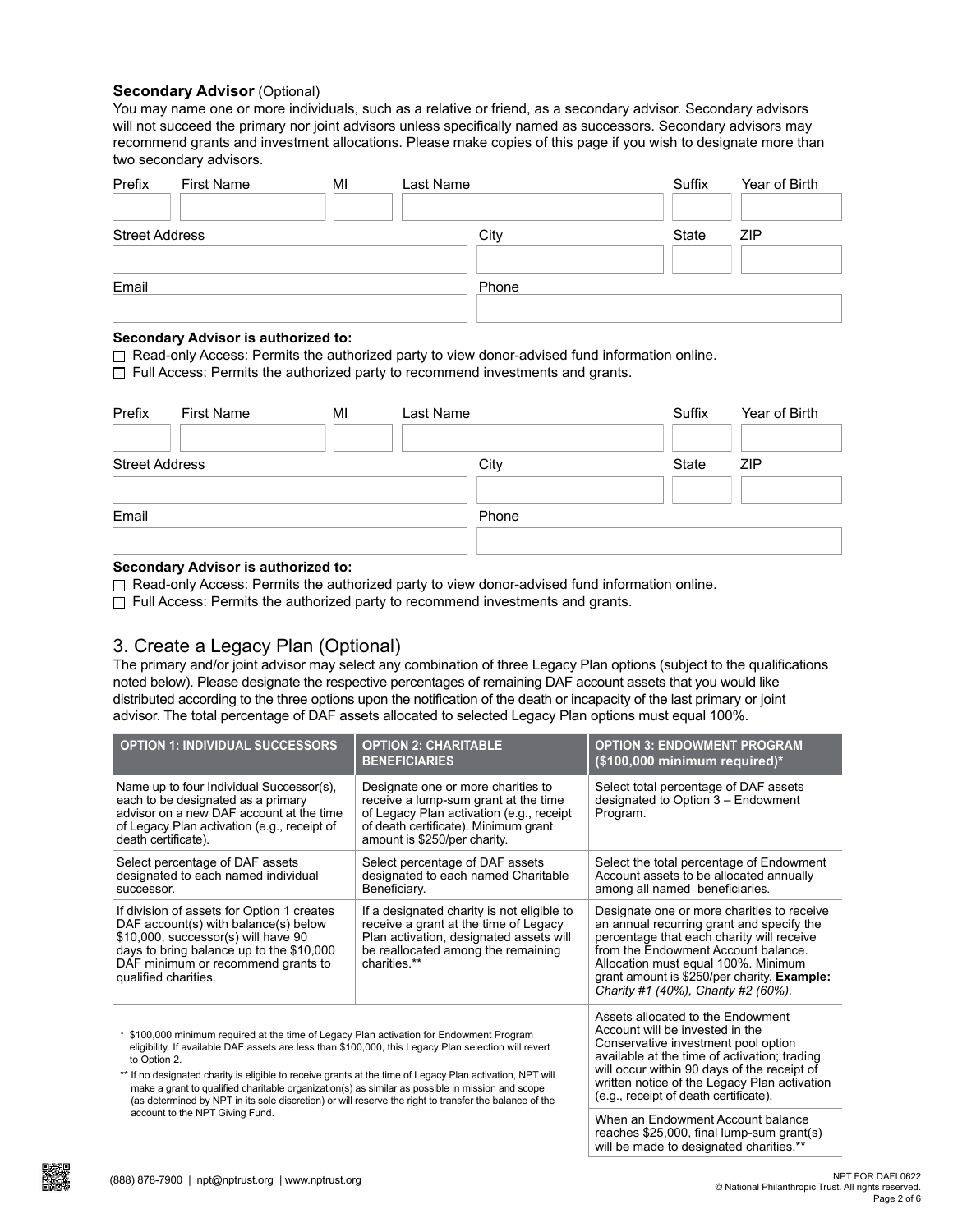**Secondary Advisor** (Optional)

You may name one or more individuals, such as a relative or friend, as a secondary advisor. Secondary advisors will not succeed the primary nor joint advisors unless specifically named as successors. Secondary advisors may recommend grants and investment allocations. Please make copies of this page if you wish to designate more than two secondary advisors.

| Prefix | First Name | MI | Last Name | Suffix | Year of Birth |
|---|---|---|---|---|---|
| | | | | | |

| Street Address | City | State | ZIP |
|---|---|---|---|
| | | | |

| Email | Phone |
|---|---|
| | |

**Secondary Advisor is authorized to:**

☐ Read-only Access: Permits the authorized party to view donor-advised fund information online.

☐ Full Access: Permits the authorized party to recommend investments and grants.

| Prefix | First Name | MI | Last Name | Suffix | Year of Birth |
|---|---|---|---|---|---|
| | | | | | |

| Street Address | City | State | ZIP |
|---|---|---|---|
| | | | |

| Email | Phone |
|---|---|
| | |

**Secondary Advisor is authorized to:**

☐ Read-only Access: Permits the authorized party to view donor-advised fund information online.

☐ Full Access: Permits the authorized party to recommend investments and grants.

## 3. Create a Legacy Plan (Optional)

The primary and/or joint advisor may select any combination of three Legacy Plan options (subject to the qualifications noted below). Please designate the respective percentages of remaining DAF account assets that you would like distributed according to the three options upon the notification of the death or incapacity of the last primary or joint advisor. The total percentage of DAF assets allocated to selected Legacy Plan options must equal 100%.

| OPTION 1: INDIVIDUAL SUCCESSORS | OPTION 2: CHARITABLE BENEFICIARIES | OPTION 3: ENDOWMENT PROGRAM ($100,000 minimum required)* |
|---|---|---|
| Name up to four Individual Successor(s), each to be designated as a primary advisor on a new DAF account at the time of Legacy Plan activation (e.g., receipt of death certificate). | Designate one or more charities to receive a lump-sum grant at the time of Legacy Plan activation (e.g., receipt of death certificate). Minimum grant amount is $250/per charity. | Select total percentage of DAF assets designated to Option 3 – Endowment Program. |
| Select percentage of DAF assets designated to each named individual successor. | Select percentage of DAF assets designated to each named Charitable Beneficiary. | Select the total percentage of Endowment Account assets to be allocated annually among all named beneficiaries. |
| If division of assets for Option 1 creates DAF account(s) with balance(s) below $10,000, successor(s) will have 90 days to bring balance up to the $10,000 DAF minimum or recommend grants to qualified charities. | If a designated charity is not eligible to receive a grant at the time of Legacy Plan activation, designated assets will be reallocated among the remaining charities.** | Designate one or more charities to receive an annual recurring grant and specify the percentage that each charity will receive from the Endowment Account balance. Allocation must equal 100%. Minimum grant amount is $250/per charity. **Example:** *Charity #1 (40%), Charity #2 (60%).* |
| | | Assets allocated to the Endowment Account will be invested in the Conservative investment pool option available at the time of activation; trading will occur within 90 days of the receipt of written notice of the Legacy Plan activation (e.g., receipt of death certificate). |
| | | When an Endowment Account balance reaches $25,000, final lump-sum grant(s) will be made to designated charities.** |

\* $100,000 minimum required at the time of Legacy Plan activation for Endowment Program eligibility. If available DAF assets are less than $100,000, this Legacy Plan selection will revert to Option 2.

\** If no designated charity is eligible to receive grants at the time of Legacy Plan activation, NPT will make a grant to qualified charitable organization(s) as similar as possible in mission and scope (as determined by NPT in its sole discretion) or will reserve the right to transfer the balance of the account to the NPT Giving Fund.

(888) 878-7900 | npt@nptrust.org | www.nptrust.org

NPT FOR DAFI 0622
© National Philanthropic Trust. All rights reserved.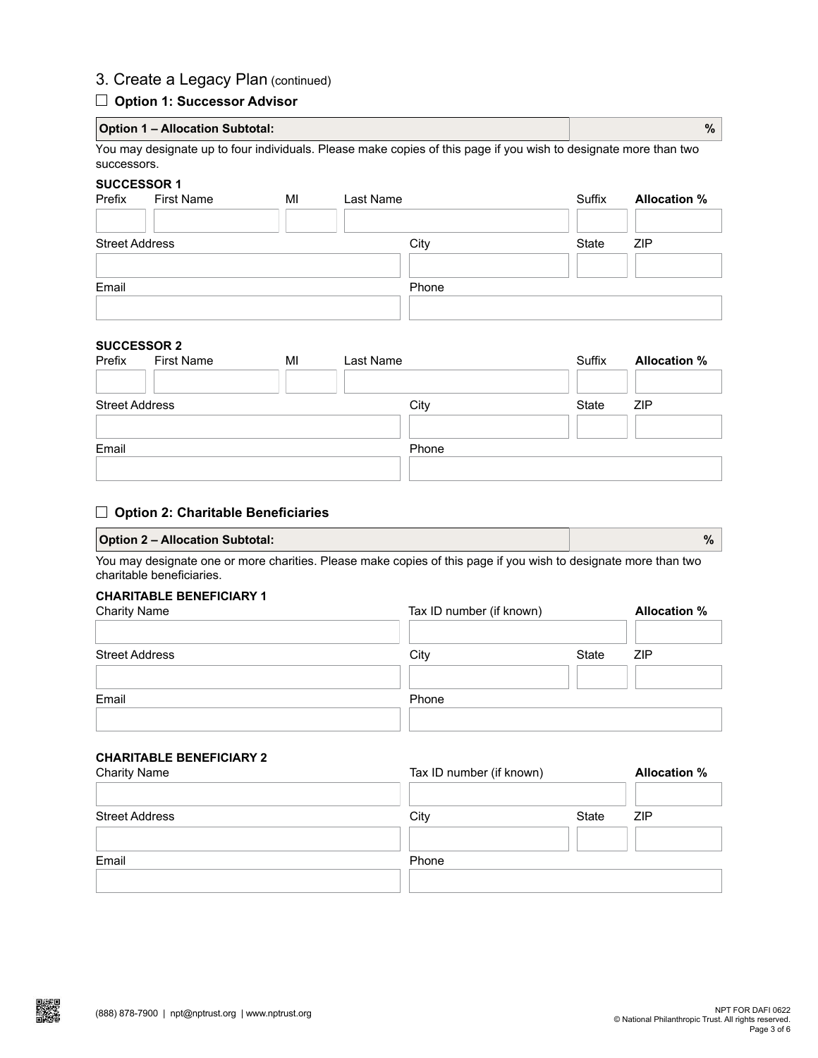## 3. Create a Legacy Plan (continued)

☐ **Option 1: Successor Advisor**

| **Option 1 – Allocation Subtotal:** | **%** |
|---|---|

You may designate up to four individuals. Please make copies of this page if you wish to designate more than two successors.

**SUCCESSOR 1**

| Prefix | First Name | MI | Last Name | Suffix | **Allocation %** |
|---|---|---|---|---|---|
| | | | | | |

| Street Address | City | State | ZIP |
|---|---|---|---|
| | | | |

| Email | Phone |
|---|---|
| | |

**SUCCESSOR 2**

| Prefix | First Name | MI | Last Name | Suffix | **Allocation %** |
|---|---|---|---|---|---|
| | | | | | |

| Street Address | City | State | ZIP |
|---|---|---|---|
| | | | |

| Email | Phone |
|---|---|
| | |

☐ **Option 2: Charitable Beneficiaries**

| **Option 2 – Allocation Subtotal:** | **%** |
|---|---|

You may designate one or more charities. Please make copies of this page if you wish to designate more than two charitable beneficiaries.

**CHARITABLE BENEFICIARY 1**

| Charity Name | Tax ID number (if known) | **Allocation %** |
|---|---|---|
| | | |

| Street Address | City | State | ZIP |
|---|---|---|---|
| | | | |

| Email | Phone |
|---|---|
| | |

**CHARITABLE BENEFICIARY 2**

| Charity Name | Tax ID number (if known) | **Allocation %** |
|---|---|---|
| | | |

| Street Address | City | State | ZIP |
|---|---|---|---|
| | | | |

| Email | Phone |
|---|---|
| | |

(888) 878-7900 | npt@nptrust.org | www.nptrust.org

NPT FOR DAFI 0622
© National Philanthropic Trust. All rights reserved.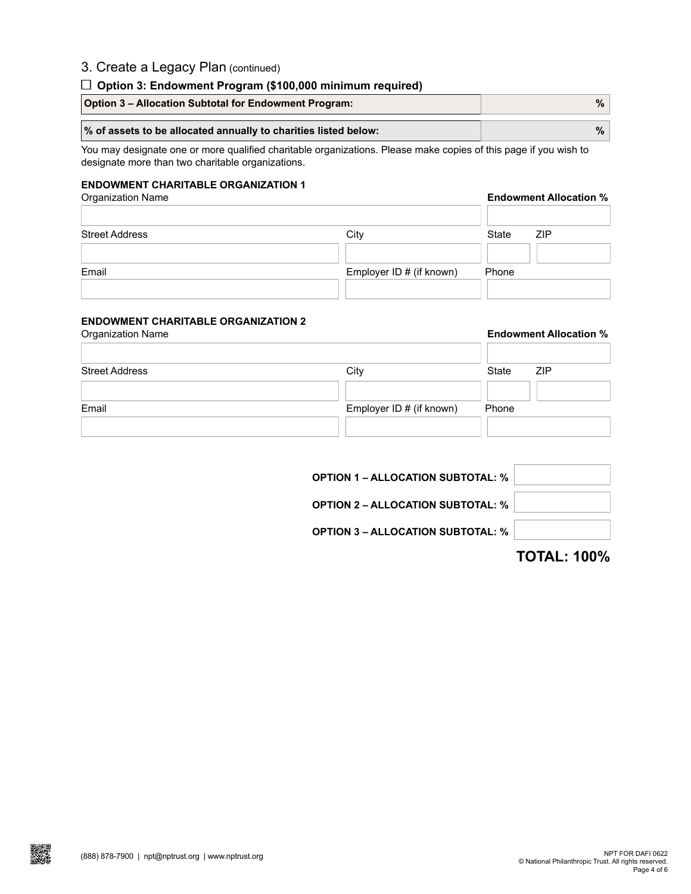## 3. Create a Legacy Plan (continued)

☐ **Option 3: Endowment Program ($100,000 minimum required)**

| **Option 3 – Allocation Subtotal for Endowment Program:** | **%** |
|---|---|
| **% of assets to be allocated annually to charities listed below:** | **%** |

You may designate one or more qualified charitable organizations. Please make copies of this page if you wish to designate more than two charitable organizations.

### ENDOWMENT CHARITABLE ORGANIZATION 1

| Organization Name | | **Endowment Allocation %** | |
|---|---|---|---|
| | | | |
| Street Address | City | State | ZIP |
| | | | |
| Email | Employer ID # (if known) | Phone | |
| | | | |

### ENDOWMENT CHARITABLE ORGANIZATION 2

| Organization Name | | **Endowment Allocation %** | |
|---|---|---|---|
| | | | |
| Street Address | City | State | ZIP |
| | | | |
| Email | Employer ID # (if known) | Phone | |
| | | | |

| | |
|---|---|
| **OPTION 1 – ALLOCATION SUBTOTAL: %** | |
| **OPTION 2 – ALLOCATION SUBTOTAL: %** | |
| **OPTION 3 – ALLOCATION SUBTOTAL: %** | |

**TOTAL: 100%**

(888) 878-7900 | npt@nptrust.org | www.nptrust.org

NPT FOR DAFI 0622
© National Philanthropic Trust. All rights reserved.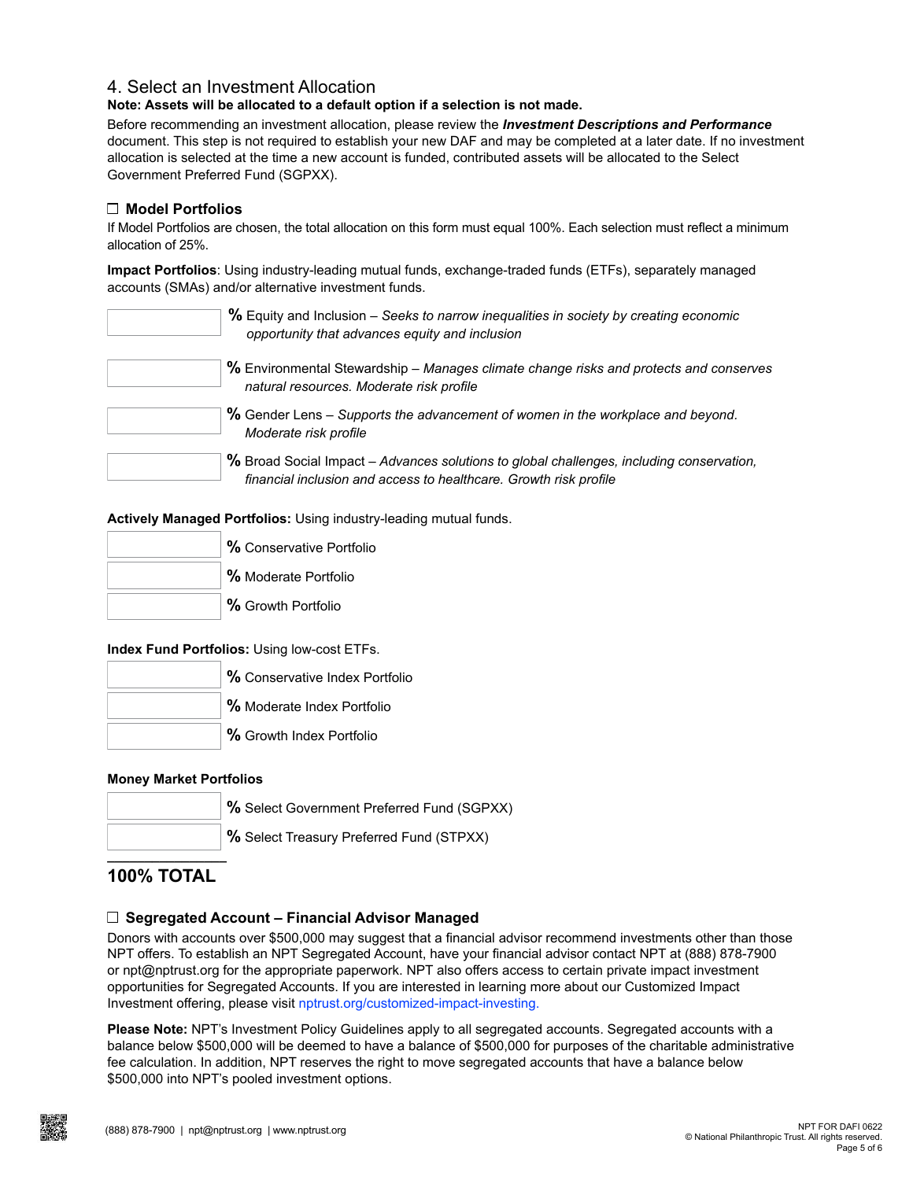## 4. Select an Investment Allocation

**Note: Assets will be allocated to a default option if a selection is not made.**

Before recommending an investment allocation, please review the ***Investment Descriptions and Performance*** document. This step is not required to establish your new DAF and may be completed at a later date. If no investment allocation is selected at the time a new account is funded, contributed assets will be allocated to the Select Government Preferred Fund (SGPXX).

### ☐ Model Portfolios

If Model Portfolios are chosen, the total allocation on this form must equal 100%. Each selection must reflect a minimum allocation of 25%.

**Impact Portfolios**: Using industry-leading mutual funds, exchange-traded funds (ETFs), separately managed accounts (SMAs) and/or alternative investment funds.

______ % Equity and Inclusion – *Seeks to narrow inequalities in society by creating economic opportunity that advances equity and inclusion*

______ % Environmental Stewardship – *Manages climate change risks and protects and conserves natural resources. Moderate risk profile*

______ % Gender Lens – *Supports the advancement of women in the workplace and beyond. Moderate risk profile*

______ % Broad Social Impact – *Advances solutions to global challenges, including conservation, financial inclusion and access to healthcare. Growth risk profile*

**Actively Managed Portfolios:** Using industry-leading mutual funds.

______ % Conservative Portfolio

______ % Moderate Portfolio

______ % Growth Portfolio

**Index Fund Portfolios:** Using low-cost ETFs.

______ % Conservative Index Portfolio

______ % Moderate Index Portfolio

______ % Growth Index Portfolio

**Money Market Portfolios**

______ % Select Government Preferred Fund (SGPXX)

______ % Select Treasury Preferred Fund (STPXX)

______

**100% TOTAL**

### ☐ Segregated Account – Financial Advisor Managed

Donors with accounts over $500,000 may suggest that a financial advisor recommend investments other than those NPT offers. To establish an NPT Segregated Account, have your financial advisor contact NPT at (888) 878-7900 or npt@nptrust.org for the appropriate paperwork. NPT also offers access to certain private impact investment opportunities for Segregated Accounts. If you are interested in learning more about our Customized Impact Investment offering, please visit nptrust.org/customized-impact-investing.

**Please Note:** NPT's Investment Policy Guidelines apply to all segregated accounts. Segregated accounts with a balance below $500,000 will be deemed to have a balance of $500,000 for purposes of the charitable administrative fee calculation. In addition, NPT reserves the right to move segregated accounts that have a balance below $500,000 into NPT's pooled investment options.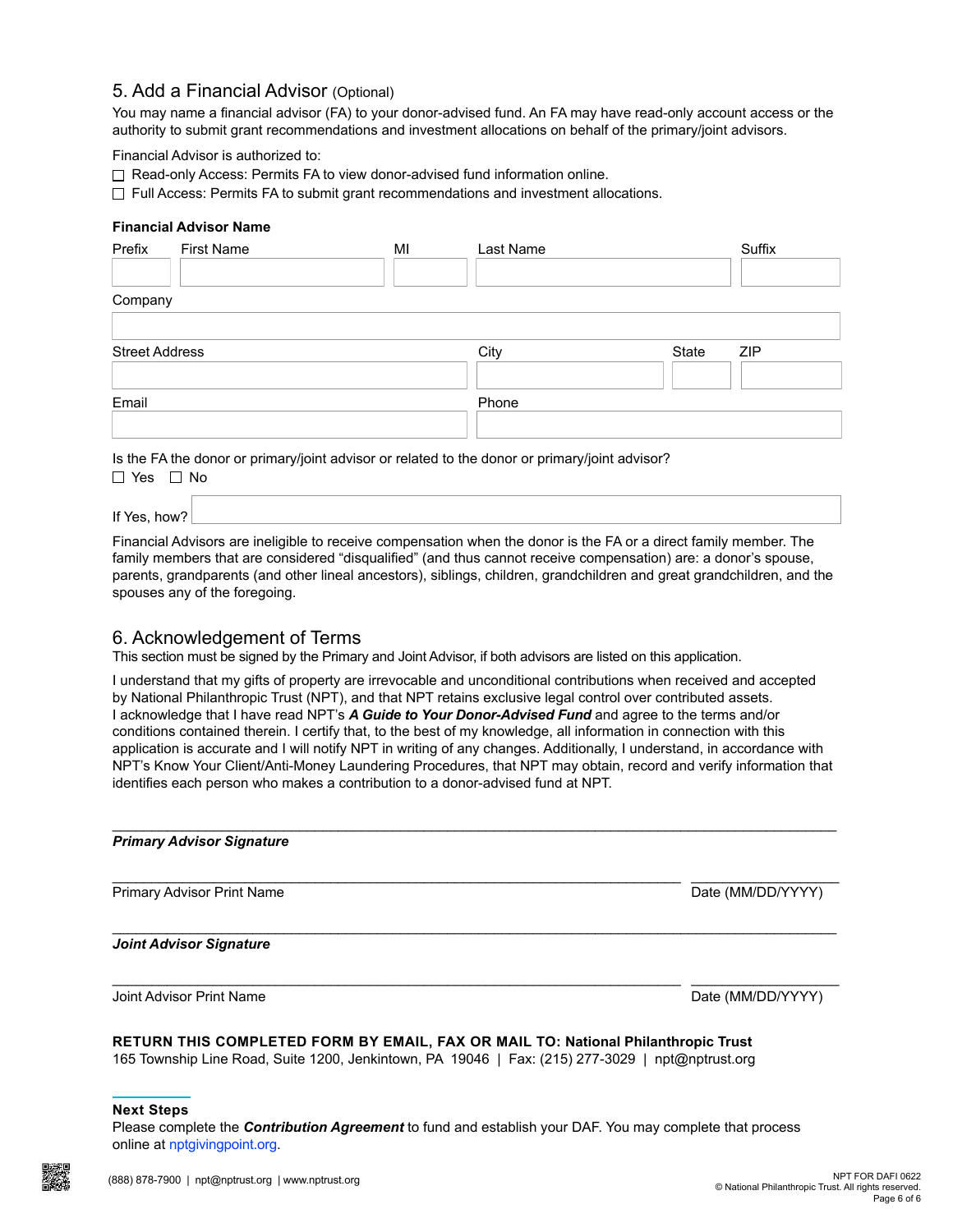## 5. Add a Financial Advisor (Optional)

You may name a financial advisor (FA) to your donor-advised fund. An FA may have read-only account access or the authority to submit grant recommendations and investment allocations on behalf of the primary/joint advisors.

Financial Advisor is authorized to:

☐ Read-only Access: Permits FA to view donor-advised fund information online.

☐ Full Access: Permits FA to submit grant recommendations and investment allocations.

**Financial Advisor Name**

| Prefix | First Name | MI | Last Name | Suffix |
|---|---|---|---|---|
| | | | | |

| Company |
|---|
| |

| Street Address | City | State | ZIP |
|---|---|---|---|
| | | | |

| Email | Phone |
|---|---|
| | |

Is the FA the donor or primary/joint advisor or related to the donor or primary/joint advisor?

☐ Yes ☐ No

If Yes, how? ____________________

Financial Advisors are ineligible to receive compensation when the donor is the FA or a direct family member. The family members that are considered "disqualified" (and thus cannot receive compensation) are: a donor's spouse, parents, grandparents (and other lineal ancestors), siblings, children, grandchildren and great grandchildren, and the spouses any of the foregoing.

## 6. Acknowledgement of Terms

This section must be signed by the Primary and Joint Advisor, if both advisors are listed on this application.

I understand that my gifts of property are irrevocable and unconditional contributions when received and accepted by National Philanthropic Trust (NPT), and that NPT retains exclusive legal control over contributed assets. I acknowledge that I have read NPT's ***A Guide to Your Donor-Advised Fund*** and agree to the terms and/or conditions contained therein. I certify that, to the best of my knowledge, all information in connection with this application is accurate and I will notify NPT in writing of any changes. Additionally, I understand, in accordance with NPT's Know Your Client/Anti-Money Laundering Procedures, that NPT may obtain, record and verify information that identifies each person who makes a contribution to a donor-advised fund at NPT.

______________________________________________

***Primary Advisor Signature***

______________________________________________ ______________

Primary Advisor Print Name Date (MM/DD/YYYY)

______________________________________________

***Joint Advisor Signature***

______________________________________________ ______________

Joint Advisor Print Name Date (MM/DD/YYYY)

**RETURN THIS COMPLETED FORM BY EMAIL, FAX OR MAIL TO: National Philanthropic Trust**

165 Township Line Road, Suite 1200, Jenkintown, PA 19046 | Fax: (215) 277-3029 | npt@nptrust.org

**Next Steps**

Please complete the ***Contribution Agreement*** to fund and establish your DAF. You may complete that process online at nptgivingpoint.org.

(888) 878-7900 | npt@nptrust.org | www.nptrust.org

NPT FOR DAFI 0622

© National Philanthropic Trust. All rights reserved.